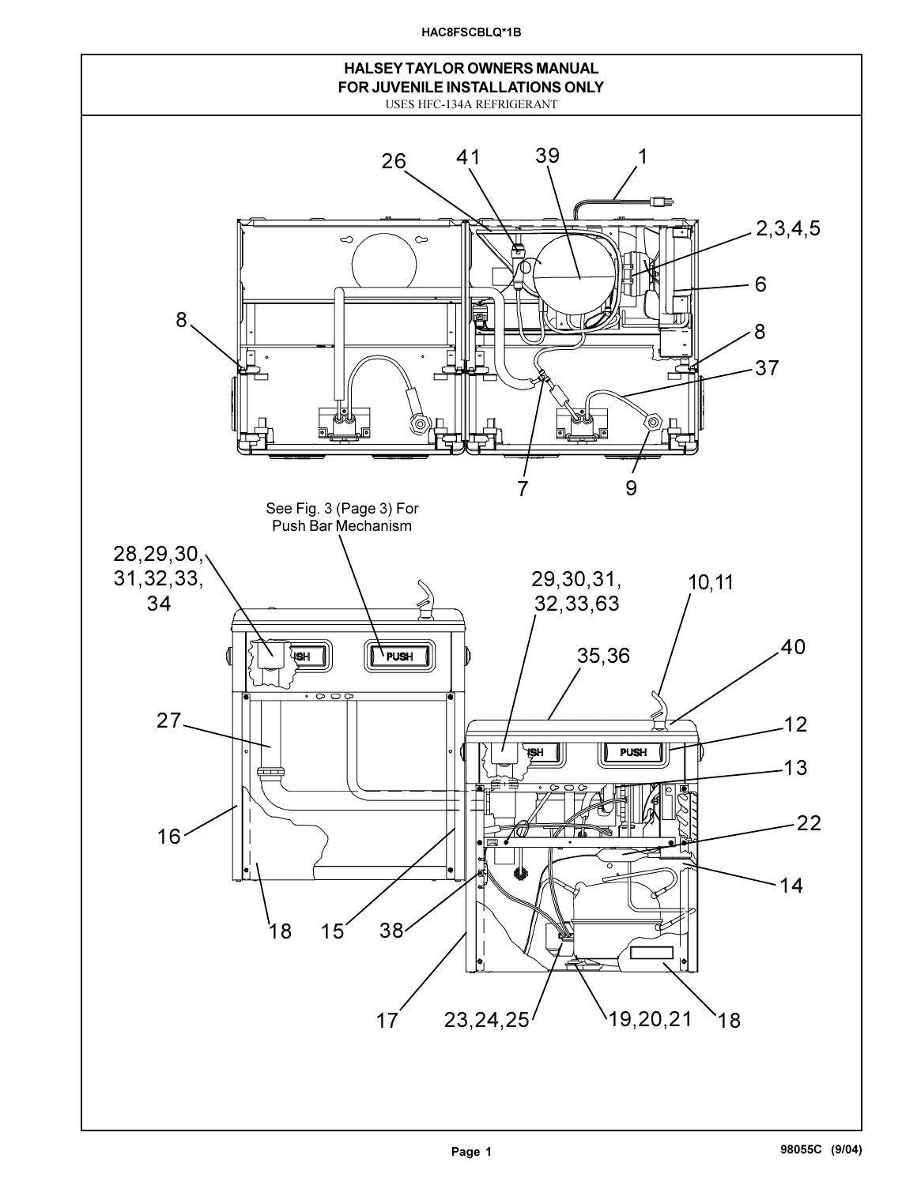# HALSEY TAYLOR OWNERS MANUAL
## FOR JUVENILE INSTALLATIONS ONLY

USES HFC-134A REFRIGERANT

See Fig. 3 (Page 3) For Push Bar Mechanism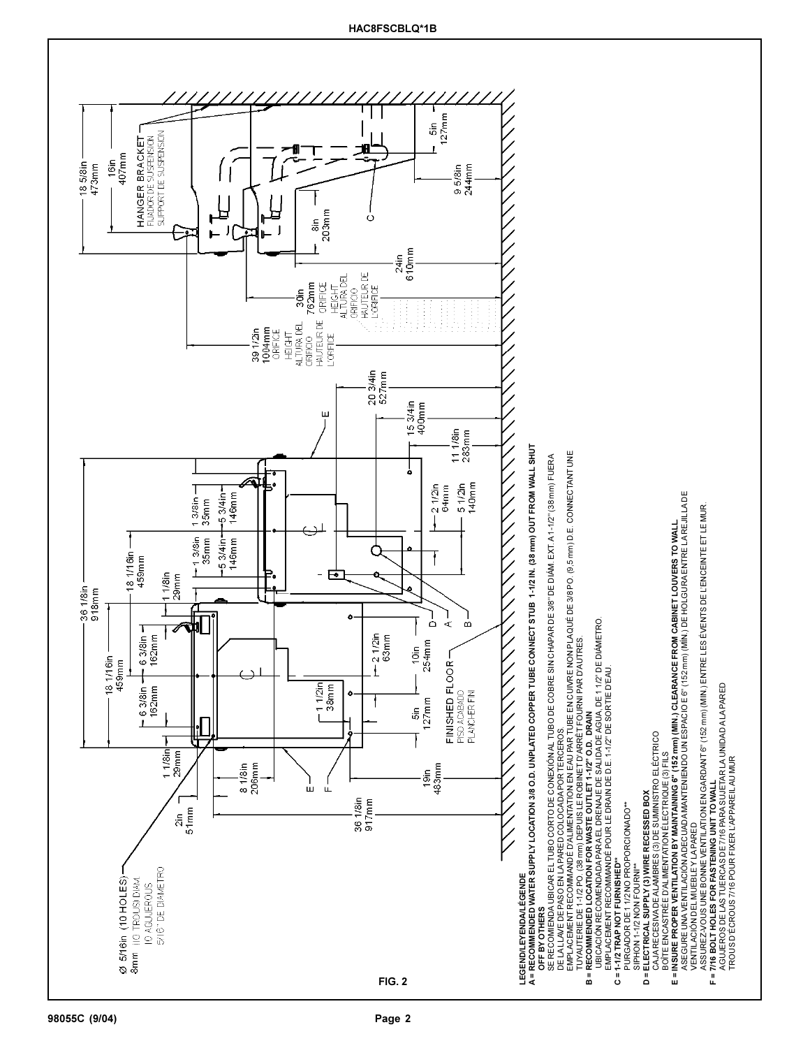HAC8FSCBLQ*1B

HANGER BRACKET
FIJADOR DE SUSPENSION
SUPPORT DE SUSPENSION

18 5/8in 473mm

16in 407mm

5in 127mm

9 5/8in 244mm

8in 203mm

24in 610mm

30in 762mm ORIFICE HEIGHT ALTURA DEL ORIFICIO HAUTEUR DE L'ORIFICE

39 1/2in 1004mm ORIFICE HEIGHT ALTURA DEL ORIFICIO HAUTEUR DE L'ORIFICE

20 3/4in 527mm

15 3/4in 400mm

11 1/8in 283mm

2 1/2in 64mm

5 1/2in 140mm

1 3/8in 35mm

5 3/4in 146mm

36 1/8in 918mm

18 1/16in 459mm

1 1/8in 29mm

6 3/8in 162mm

2 1/2in 63mm

10in 254mm

1 1/2in 38mm

5in 127mm

FINISHED FLOOR
PISO ACABADO
PLANCHER FINI

19in 483mm

8 1/8in 206mm

36 1/8in 917mm

2in 51mm

Ø 5/16in (10 HOLES)
8mm (10 TROUS) DIAM.
10 AGUJEROS
5/16" DE DIÁMETRO

FIG. 2

**LEGEND/LEYENDA/LÉGENDE**

**A = RECOMMENDED WATER SUPPLY LOCATION 3/8 O.D. UNPLATED COPPER TUBE CONNECT STUB 1-1/2 IN. (38 mm) OUT FROM WALL SHUT OFF BY OTHERS**
SE RECOMIENDA UBICAR EL TUBO CORTO DE CONEXIÓN AL TUBO DE COBRE SIN CHAPAR DE 3/8" DE DIÁM. EXT. A 1-1/2" (38 mm) FUERA DE LA LLAVE DE PASO EN LA PARED COLOCADA POR TERCEROS.
EMPLACEMENT RECOMMANDÉ D'ALIMENTATION EN EAU PAR TUBE EN CUIVRE NON PLAQUÉ DE 3/8 PO. (9,5 mm) D.E. CONNECTANT UNE TUYAUTERIE DE 1-1/2 PO. (38 mm) DEPUIS LE ROBINET D'ARRÊT FOURNI PAR D'AUTRES.

**B = RECOMMENDED LOCATION FOR WASTE OUTLET 1-1/2" O.D. DRAIN**
UBICACIÓN RECOMENDADA PARA EL DRENAJE DE SALIDA DE AGUA, DE 1 1/2" DE DIÁMETRO.
EMPLACEMENT RECOMMANDÉ POUR LE DRAIN DE D.E. 1-1/2" DE SORTIE D'EAU.

**C = 1-1/2 TRAP NOT FURNISHED\*\***
PURGADOR DE 1 1/2 NO PROPORCIONADO\*\*
SIPHON 1-1/2 NON FOURNI\*\*

**D = ELECTRICAL SUPPLY (3) WIRE RECESSED BOX**
CAJA RECESIVA DE ALAMBRES (3) DE SUMINISTRO ELÉCTRICO
BOÎTE ENCASTRÉE D'ALIMENTATION ÉLECTRIQUE (3) FILS

**E = INSURE PROPER VENTILATION BY MAINTAINING 6" (152 mm) (MIN.) CLEARANCE FROM CABINET LOUVERS TO WALL**
ASEGURE UNA VENTILACIÓN ADECUADA MANTENIENDO UN ESPACIO DE 6" (152mm) (MIN.) DE HOLGURA ENTRE LA REJILLA DE VENTILACIÓN DEL MUEBLE Y LA PARED
ASSUREZ-VOUS UNE BONNE VENTILATION EN GARDANT 6" (152 mm) (MIN.) ENTRE LES ÉVENTS DE L'ENCEINTE ET LE MUR.

**F = 7/16 BOLT HOLES FOR FASTENING UNIT TO WALL**
AGUJEROS DE LAS TUERCAS DE 7/16 PARA SUJETAR LA UNIDAD A LA PARED
TROUS D'ÉCROUS 7/16 POUR FIXER L'APPAREIL AU MUR

98055C (9/04)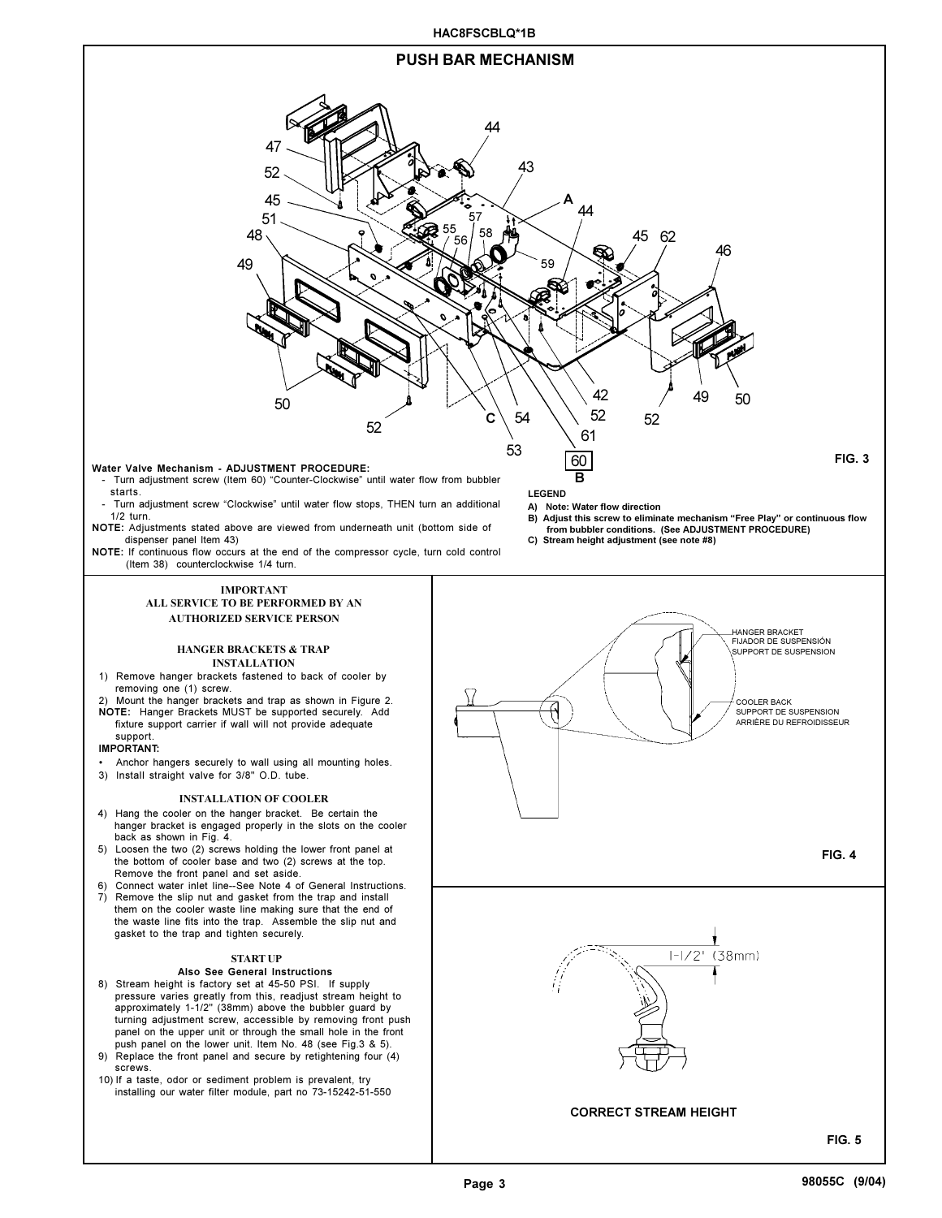## PUSH BAR MECHANISM

FIG. 3

**Water Valve Mechanism - ADJUSTMENT PROCEDURE:**

- Turn adjustment screw (Item 60) "Counter-Clockwise" until water flow from bubbler starts.
- Turn adjustment screw "Clockwise" until water flow stops, THEN turn an additional 1/2 turn.

**NOTE:** Adjustments stated above are viewed from underneath unit (bottom side of dispenser panel Item 43)

**NOTE:** If continuous flow occurs at the end of the compressor cycle, turn cold control (Item 38) counterclockwise 1/4 turn.

**LEGEND**

**A) Note: Water flow direction**

**B) Adjust this screw to eliminate mechanism "Free Play" or continuous flow from bubbler conditions. (See ADJUSTMENT PROCEDURE)**

**C) Stream height adjustment (see note #8)**

### IMPORTANT
### ALL SERVICE TO BE PERFORMED BY AN AUTHORIZED SERVICE PERSON

### HANGER BRACKETS & TRAP INSTALLATION

1) Remove hanger brackets fastened to back of cooler by removing one (1) screw.
2) Mount the hanger brackets and trap as shown in Figure 2.

**NOTE:** Hanger Brackets MUST be supported securely. Add fixture support carrier if wall will not provide adequate support.

**IMPORTANT:**

- Anchor hangers securely to wall using all mounting holes.

3) Install straight valve for 3/8" O.D. tube.

### INSTALLATION OF COOLER

4) Hang the cooler on the hanger bracket. Be certain the hanger bracket is engaged properly in the slots on the cooler back as shown in Fig. 4.
5) Loosen the two (2) screws holding the lower front panel at the bottom of cooler base and two (2) screws at the top. Remove the front panel and set aside.
6) Connect water inlet line--See Note 4 of General Instructions.
7) Remove the slip nut and gasket from the trap and install them on the cooler waste line making sure that the end of the waste line fits into the trap. Assemble the slip nut and gasket to the trap and tighten securely.

### START UP
**Also See General Instructions**

8) Stream height is factory set at 45-50 PSI. If supply pressure varies greatly from this, readjust stream height to approximately 1-1/2" (38mm) above the bubbler guard by turning adjustment screw, accessible by removing front push panel on the upper unit or through the small hole in the front push panel on the lower unit. Item No. 48 (see Fig.3 & 5).
9) Replace the front panel and secure by retightening four (4) screws.
10) If a taste, odor or sediment problem is prevalent, try installing our water filter module, part no 73-15242-51-550

HANGER BRACKET
FIJADOR DE SUSPENSIÓN
SUPPORT DE SUSPENSION

COOLER BACK
SUPPORT DE SUSPENSION
ARRIÈRE DU REFROIDISSEUR

FIG. 4

1-1/2" (38mm)

**CORRECT STREAM HEIGHT**

FIG. 5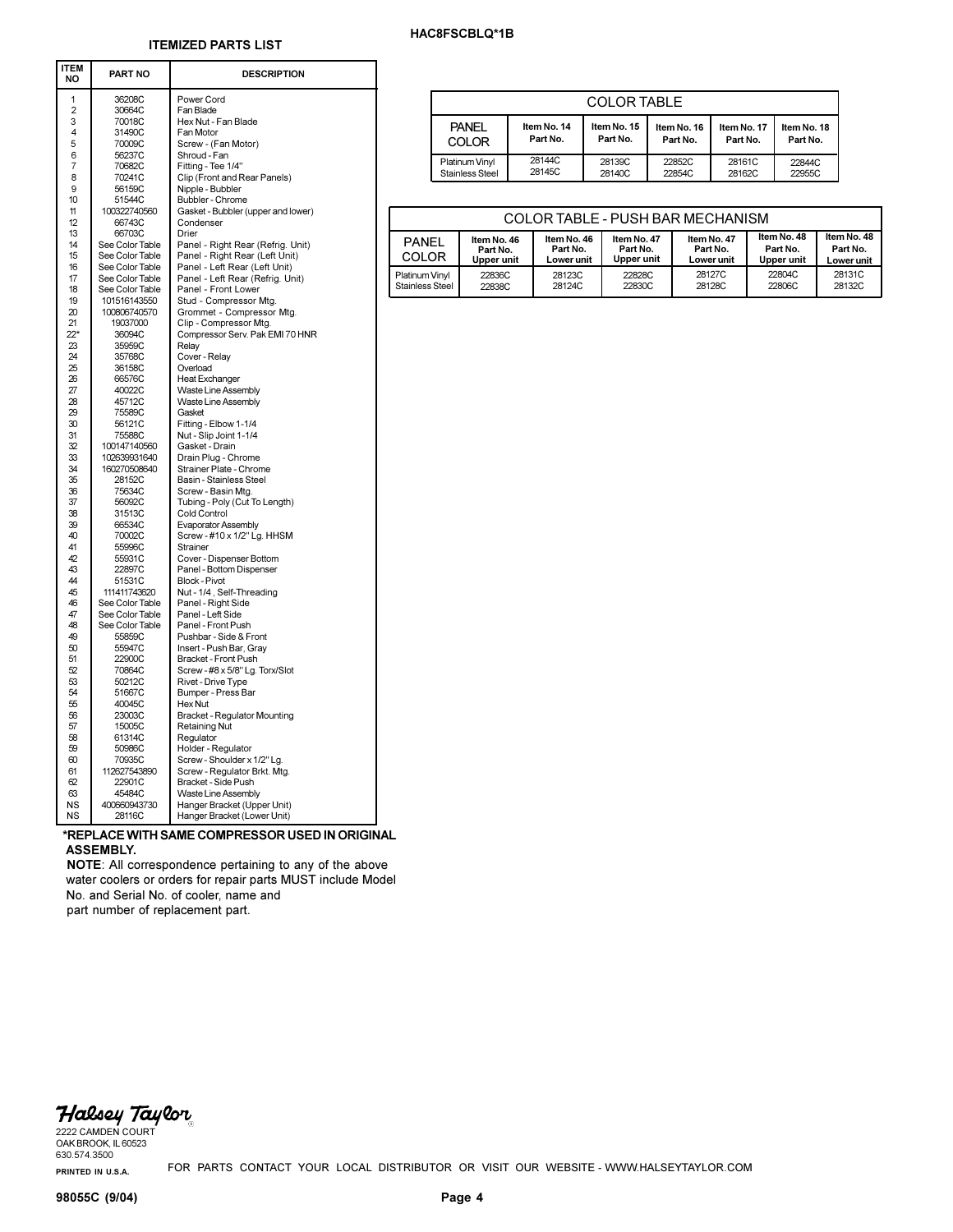## ITEMIZED PARTS LIST

**HAC8FSCBLQ*1B**

| ITEM NO | PART NO | DESCRIPTION |
|---|---|---|
| 1 | 36208C | Power Cord |
| 2 | 30664C | Fan Blade |
| 3 | 70018C | Hex Nut - Fan Blade |
| 4 | 31490C | Fan Motor |
| 5 | 70009C | Screw - (Fan Motor) |
| 6 | 56237C | Shroud - Fan |
| 7 | 70682C | Fitting - Tee 1/4" |
| 8 | 70241C | Clip (Front and Rear Panels) |
| 9 | 56159C | Nipple - Bubbler |
| 10 | 51544C | Bubbler - Chrome |
| 11 | 100322740560 | Gasket - Bubbler (upper and lower) |
| 12 | 66743C | Condenser |
| 13 | 66703C | Drier |
| 14 | See Color Table | Panel - Right Rear (Refrig. Unit) |
| 15 | See Color Table | Panel - Right Rear (Left Unit) |
| 16 | See Color Table | Panel - Left Rear (Left Unit) |
| 17 | See Color Table | Panel - Left Rear (Refrig. Unit) |
| 18 | See Color Table | Panel - Front Lower |
| 19 | 101516143550 | Stud - Compressor Mtg. |
| 20 | 100806740570 | Grommet - Compressor Mtg. |
| 21 | 19037000 | Clip - Compressor Mtg. |
| 22* | 36094C | Compressor Serv. Pak EMI 70 HNR |
| 23 | 35959C | Relay |
| 24 | 35768C | Cover - Relay |
| 25 | 36158C | Overload |
| 26 | 66576C | Heat Exchanger |
| 27 | 40022C | Waste Line Assembly |
| 28 | 45712C | Waste Line Assembly |
| 29 | 75589C | Gasket |
| 30 | 56121C | Fitting - Elbow 1-1/4 |
| 31 | 75588C | Nut - Slip Joint 1-1/4 |
| 32 | 100147140560 | Gasket - Drain |
| 33 | 102639931640 | Drain Plug - Chrome |
| 34 | 160270508640 | Strainer Plate - Chrome |
| 35 | 28152C | Basin - Stainless Steel |
| 36 | 75634C | Screw - Basin Mtg. |
| 37 | 56092C | Tubing - Poly (Cut To Length) |
| 38 | 31513C | Cold Control |
| 39 | 66534C | Evaporator Assembly |
| 40 | 70002C | Screw - #10 x 1/2" Lg. HHSM |
| 41 | 55996C | Strainer |
| 42 | 55931C | Cover - Dispenser Bottom |
| 43 | 22897C | Panel - Bottom Dispenser |
| 44 | 51531C | Block - Pivot |
| 45 | 111411743620 | Nut - 1/4 , Self-Threading |
| 46 | See Color Table | Panel - Right Side |
| 47 | See Color Table | Panel - Left Side |
| 48 | See Color Table | Panel - Front Push |
| 49 | 55859C | Pushbar - Side & Front |
| 50 | 55947C | Insert - Push Bar, Gray |
| 51 | 22900C | Bracket - Front Push |
| 52 | 70864C | Screw - #8 x 5/8" Lg. Torx/Slot |
| 53 | 50212C | Rivet - Drive Type |
| 54 | 51667C | Bumper - Press Bar |
| 55 | 40045C | Hex Nut |
| 56 | 23003C | Bracket - Regulator Mounting |
| 57 | 15005C | Retaining Nut |
| 58 | 61314C | Regulator |
| 59 | 50986C | Holder - Regulator |
| 60 | 70935C | Screw - Shoulder x 1/2" Lg. |
| 61 | 112627543890 | Screw - Regulator Brkt. Mtg. |
| 62 | 22901C | Bracket - Side Push |
| 63 | 45484C | Waste Line Assembly |
| NS | 400660943730 | Hanger Bracket (Upper Unit) |
| NS | 28116C | Hanger Bracket (Lower Unit) |

**\*REPLACE WITH SAME COMPRESSOR USED IN ORIGINAL ASSEMBLY.**

**NOTE**: All correspondence pertaining to any of the above water coolers or orders for repair parts MUST include Model No. and Serial No. of cooler, name and part number of replacement part.

### COLOR TABLE

| PANEL COLOR | Item No. 14 Part No. | Item No. 15 Part No. | Item No. 16 Part No. | Item No. 17 Part No. | Item No. 18 Part No. |
|---|---|---|---|---|---|
| Platinum Vinyl | 28144C | 28139C | 22852C | 28161C | 22844C |
| Stainless Steel | 28145C | 28140C | 22854C | 28162C | 22955C |

### COLOR TABLE - PUSH BAR MECHANISM

| PANEL COLOR | Item No. 46 Part No. Upper unit | Item No. 46 Part No. Lower unit | Item No. 47 Part No. Upper unit | Item No. 47 Part No. Lower unit | Item No. 48 Part No. Upper unit | Item No. 48 Part No. Lower unit |
|---|---|---|---|---|---|---|
| Platinum Vinyl | 22836C | 28123C | 22828C | 28127C | 22804C | 28131C |
| Stainless Steel | 22838C | 28124C | 22830C | 28128C | 22806C | 28132C |

Halsey Taylor®
2222 CAMDEN COURT
OAK BROOK, IL 60523
630.574.3500

PRINTED IN U.S.A.

FOR PARTS CONTACT YOUR LOCAL DISTRIBUTOR OR VISIT OUR WEBSITE - WWW.HALSEYTAYLOR.COM

98055C (9/04)